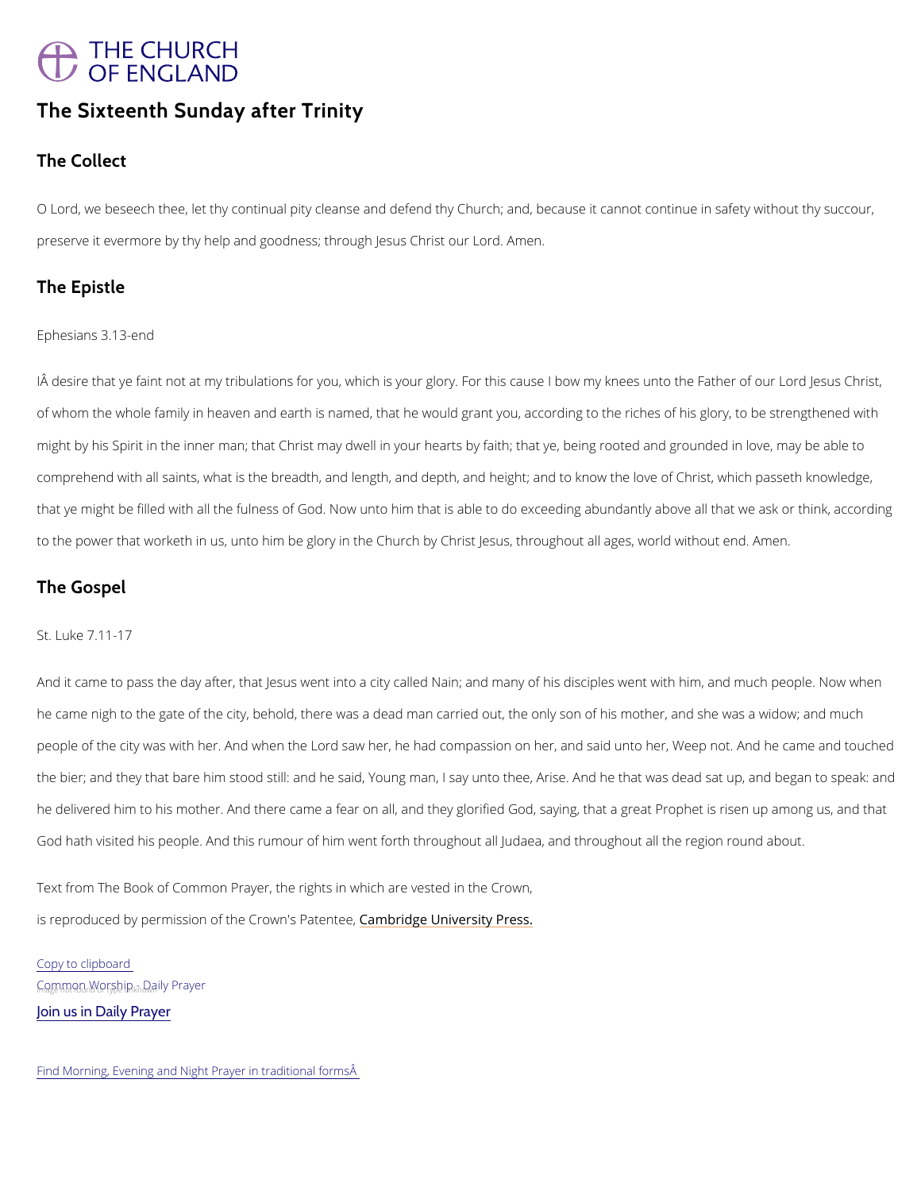THE CHURCH OF ENGLAND

# The Sixteenth Sunday after Trinity

## The Collect

O Lord, we beseech thee, let thy continual pity cleanse and defend thy Church; and, because it cannot continue in safety without thy succour, preserve it evermore by thy help and goodness; through Jesus Christ our Lord. Amen.

## The Epistle

Ephesians 3.13-end

IÂ desire that ye faint not at my tribulations for you, which is your glory. For this cause I bow my knees unto the Father of our Lord Jesus Christ, of whom the whole family in heaven and earth is named, that he would grant you, according to the riches of his glory, to be strengthened with might by his Spirit in the inner man; that Christ may dwell in your hearts by faith; that ye, being rooted and grounded in love, may be able to comprehend with all saints, what is the breadth, and length, and depth, and height; and to know the love of Christ, which passeth knowledge, that ye might be filled with all the fulness of God. Now unto him that is able to do exceeding abundantly above all that we ask or think, according to the power that worketh in us, unto him be glory in the Church by Christ Jesus, throughout all ages, world without end. Amen.

## The Gospel

St. Luke 7.11-17

And it came to pass the day after, that Jesus went into a city called Nain; and many of his disciples went with him, and much people. Now when he came nigh to the gate of the city, behold, there was a dead man carried out, the only son of his mother, and she was a widow; and much people of the city was with her. And when the Lord saw her, he had compassion on her, and said unto her, Weep not. And he came and touched the bier; and they that bare him stood still: and he said, Young man, I say unto thee, Arise. And he that was dead sat up, and began to speak: and he delivered him to his mother. And there came a fear on all, and they glorified God, saying, that a great Prophet is risen up among us, and that God hath visited his people. And this rumour of him went forth throughout all Judaea, and throughout all the region round about.

Text from The Book of Common Prayer, the rights in which are vested in the Crown, is reproduced by permission of the Crown's Patentee, Cambridge University Press.

Copy to clipboard

Common Worship - Daily Prayer

Join us in Daily Prayer

Find Morning, Evening and Night Prayer in traditional formsÂ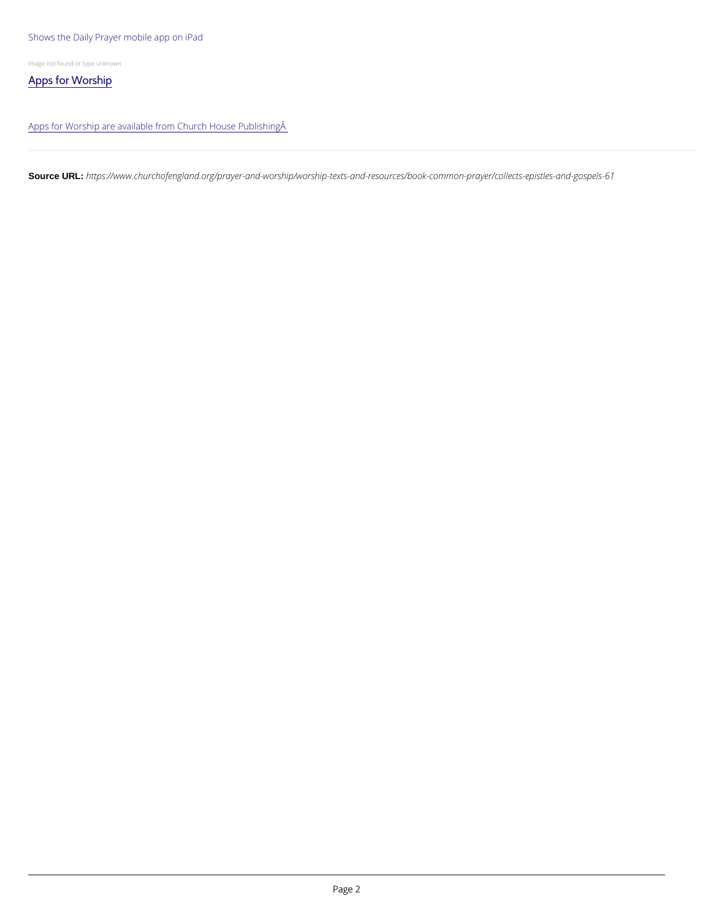Shows the Daily Prayer mobile app on iPad

Image not found or type unknown

[Apps for Worship]

[Apps for Worship are available from Church House PublishingÂ ]

---

**Source URL:** *https://www.churchofengland.org/prayer-and-worship/worship-texts-and-resources/book-common-prayer/collects-epistles-and-gospels-61*